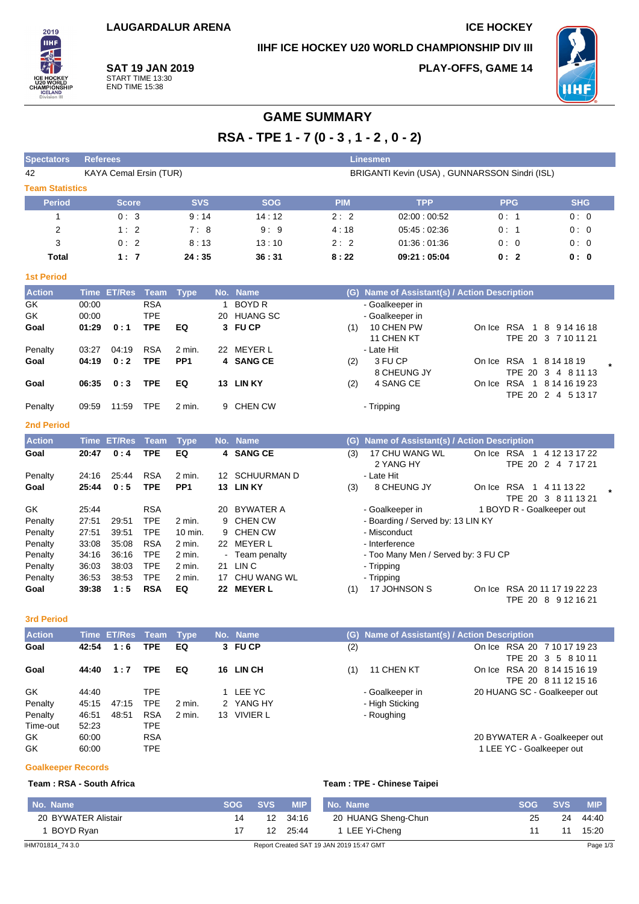LAUGARDALUR ARENA

ICE HOCKEY

IIHF ICE HOCKEY U20 WORLD CHAMPIONSHIP DIV III

**SAT 19 JAN 2019**
START TIME 13:30
END TIME 15:38

PLAY-OFFS, GAME 14

# GAME SUMMARY

## RSA - TPE 1 - 7 (0 - 3 , 1 - 2 , 0 - 2)

| Spectators | Referees | Linesmen |
|---|---|---|
| 42 | KAYA Cemal Ersin (TUR) | BRIGANTI Kevin (USA) , GUNNARSSON Sindri (ISL) |

### Team Statistics

| Period | Score | SVS | SOG | PIM | TPP | PPG | SHG |
|---|---|---|---|---|---|---|---|
| 1 | 0 : 3 | 9 : 14 | 14 : 12 | 2 : 2 | 02:00 : 00:52 | 0 : 1 | 0 : 0 |
| 2 | 1 : 2 | 7 : 8 | 9 : 9 | 4 : 18 | 05:45 : 02:36 | 0 : 1 | 0 : 0 |
| 3 | 0 : 2 | 8 : 13 | 13 : 10 | 2 : 2 | 01:36 : 01:36 | 0 : 0 | 0 : 0 |
| **Total** | **1 : 7** | **24 : 35** | **36 : 31** | **8 : 22** | **09:21 : 05:04** | **0 : 2** | **0 : 0** |

### 1st Period

| Action | Time | ET/Res | Team | Type | No. | Name | (G) | Name of Assistant(s) / Action Description | |
|---|---|---|---|---|---|---|---|---|---|
| GK | 00:00 | | RSA | | 1 | BOYD R | | - Goalkeeper in | |
| GK | 00:00 | | TPE | | 20 | HUANG SC | | - Goalkeeper in | |
| **Goal** | **01:29** | **0 : 1** | **TPE** | **EQ** | **3** | **FU CP** | (1) | 10 CHEN PW<br>11 CHEN KT | On Ice RSA 1 8 9 14 16 18<br>TPE 20 3 7 10 11 21 |
| Penalty | 03:27 | 04:19 | RSA | 2 min. | 22 | MEYER L | | - Late Hit | |
| **Goal** | **04:19** | **0 : 2** | **TPE** | **PP1** | **4** | **SANG CE** | (2) | 3 FU CP<br>8 CHEUNG JY | On Ice RSA 1 8 14 18 19<br>TPE 20 3 4 8 11 13 * |
| **Goal** | **06:35** | **0 : 3** | **TPE** | **EQ** | **13** | **LIN KY** | (2) | 4 SANG CE | On Ice RSA 1 8 14 16 19 23<br>TPE 20 2 4 5 13 17 |
| Penalty | 09:59 | 11:59 | TPE | 2 min. | 9 | CHEN CW | | - Tripping | |

### 2nd Period

| Action | Time | ET/Res | Team | Type | No. | Name | (G) | Name of Assistant(s) / Action Description | |
|---|---|---|---|---|---|---|---|---|---|
| **Goal** | **20:47** | **0 : 4** | **TPE** | **EQ** | **4** | **SANG CE** | (3) | 17 CHU WANG WL<br>2 YANG HY | On Ice RSA 1 4 12 13 17 22<br>TPE 20 2 4 7 17 21 |
| Penalty | 24:16 | 25:44 | RSA | 2 min. | 12 | SCHUURMAN D | | - Late Hit | |
| **Goal** | **25:44** | **0 : 5** | **TPE** | **PP1** | **13** | **LIN KY** | (3) | 8 CHEUNG JY | On Ice RSA 1 4 11 13 22<br>TPE 20 3 8 11 13 21 * |
| GK | 25:44 | | RSA | | 20 | BYWATER A | | - Goalkeeper in | 1 BOYD R - Goalkeeper out |
| Penalty | 27:51 | 29:51 | TPE | 2 min. | 9 | CHEN CW | | - Boarding / Served by: 13 LIN KY | |
| Penalty | 27:51 | 39:51 | TPE | 10 min. | 9 | CHEN CW | | - Misconduct | |
| Penalty | 33:08 | 35:08 | RSA | 2 min. | 22 | MEYER L | | - Interference | |
| Penalty | 34:16 | 36:16 | TPE | 2 min. | - | Team penalty | | - Too Many Men / Served by: 3 FU CP | |
| Penalty | 36:03 | 38:03 | TPE | 2 min. | 21 | LIN C | | - Tripping | |
| Penalty | 36:53 | 38:53 | TPE | 2 min. | 17 | CHU WANG WL | | - Tripping | |
| **Goal** | **39:38** | **1 : 5** | **RSA** | **EQ** | **22** | **MEYER L** | (1) | 17 JOHNSON S | On Ice RSA 20 11 17 19 22 23<br>TPE 20 8 9 12 16 21 |

### 3rd Period

| Action | Time | ET/Res | Team | Type | No. | Name | (G) | Name of Assistant(s) / Action Description | |
|---|---|---|---|---|---|---|---|---|---|
| **Goal** | **42:54** | **1 : 6** | **TPE** | **EQ** | **3** | **FU CP** | (2) | | On Ice RSA 20 7 10 17 19 23<br>TPE 20 3 5 8 10 11 |
| **Goal** | **44:40** | **1 : 7** | **TPE** | **EQ** | **16** | **LIN CH** | (1) | 11 CHEN KT | On Ice RSA 20 8 14 15 16 19<br>TPE 20 8 11 12 15 16 |
| GK | 44:40 | | TPE | | 1 | LEE YC | | - Goalkeeper in | 20 HUANG SC - Goalkeeper out |
| Penalty | 45:15 | 47:15 | TPE | 2 min. | 2 | YANG HY | | - High Sticking | |
| Penalty | 46:51 | 48:51 | RSA | 2 min. | 13 | VIVIER L | | - Roughing | |
| Time-out | 52:23 | | TPE | | | | | | |
| GK | 60:00 | | RSA | | | | | | 20 BYWATER A - Goalkeeper out |
| GK | 60:00 | | TPE | | | | | | 1 LEE YC - Goalkeeper out |

### Goalkeeper Records

**Team : RSA - South Africa**

| No. Name | SOG | SVS | MIP |
|---|---|---|---|
| 20 BYWATER Alistair | 14 | 12 | 34:16 |
| 1 BOYD Ryan | 17 | 12 | 25:44 |

**Team : TPE - Chinese Taipei**

| No. Name | SOG | SVS | MIP |
|---|---|---|---|
| 20 HUANG Sheng-Chun | 25 | 24 | 44:40 |
| 1 LEE Yi-Cheng | 11 | 11 | 15:20 |

IHM701814_74 3.0 Report Created SAT 19 JAN 2019 15:47 GMT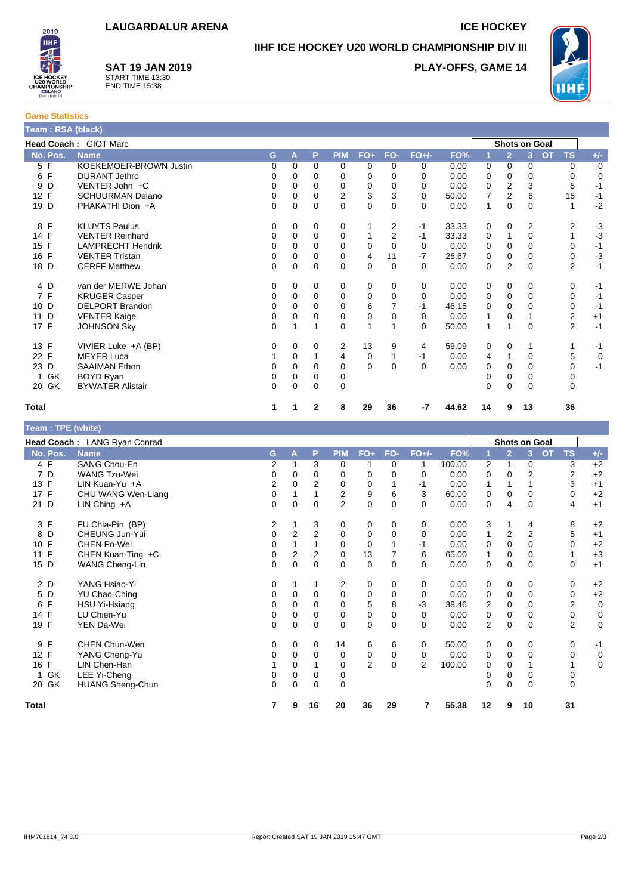**LAUGARDALUR ARENA**

**ICE HOCKEY**

**IIHF ICE HOCKEY U20 WORLD CHAMPIONSHIP DIV III**

**SAT 19 JAN 2019**
START TIME 13:30
END TIME 15:38

**PLAY-OFFS, GAME 14**

## Game Statistics

### Team : RSA (black)

**Head Coach :** GIOT Marc

| No. | Pos. | Name | G | A | P | PIM | FO+ | FO- | FO+/- | FO% | Shots on Goal 1 | 2 | 3 | OT | TS | +/- |
|---|---|---|---|---|---|---|---|---|---|---|---|---|---|---|---|---|
| 5 | F | KOEKEMOER-BROWN Justin | 0 | 0 | 0 | 0 | 0 | 0 | 0 | 0.00 | 0 | 0 | 0 | | 0 | 0 |
| 6 | F | DURANT Jethro | 0 | 0 | 0 | 0 | 0 | 0 | 0 | 0.00 | 0 | 0 | 0 | | 0 | 0 |
| 9 | D | VENTER John +C | 0 | 0 | 0 | 0 | 0 | 0 | 0 | 0.00 | 0 | 2 | 3 | | 5 | -1 |
| 12 | F | SCHUURMAN Delano | 0 | 0 | 0 | 2 | 3 | 3 | 0 | 50.00 | 7 | 2 | 6 | | 15 | -1 |
| 19 | D | PHAKATHI Dion +A | 0 | 0 | 0 | 0 | 0 | 0 | 0 | 0.00 | 1 | 0 | 0 | | 1 | -2 |
| 8 | F | KLUYTS Paulus | 0 | 0 | 0 | 0 | 1 | 2 | -1 | 33.33 | 0 | 0 | 2 | | 2 | -3 |
| 14 | F | VENTER Reinhard | 0 | 0 | 0 | 0 | 1 | 2 | -1 | 33.33 | 0 | 1 | 0 | | 1 | -3 |
| 15 | F | LAMPRECHT Hendrik | 0 | 0 | 0 | 0 | 0 | 0 | 0 | 0.00 | 0 | 0 | 0 | | 0 | -1 |
| 16 | F | VENTER Tristan | 0 | 0 | 0 | 0 | 4 | 11 | -7 | 26.67 | 0 | 0 | 0 | | 0 | -3 |
| 18 | D | CERFF Matthew | 0 | 0 | 0 | 0 | 0 | 0 | 0 | 0.00 | 0 | 2 | 0 | | 2 | -1 |
| 4 | D | van der MERWE Johan | 0 | 0 | 0 | 0 | 0 | 0 | 0 | 0.00 | 0 | 0 | 0 | | 0 | -1 |
| 7 | F | KRUGER Casper | 0 | 0 | 0 | 0 | 0 | 0 | 0 | 0.00 | 0 | 0 | 0 | | 0 | -1 |
| 10 | D | DELPORT Brandon | 0 | 0 | 0 | 0 | 6 | 7 | -1 | 46.15 | 0 | 0 | 0 | | 0 | -1 |
| 11 | D | VENTER Kaige | 0 | 0 | 0 | 0 | 0 | 0 | 0 | 0.00 | 1 | 0 | 1 | | 2 | +1 |
| 17 | F | JOHNSON Sky | 0 | 1 | 1 | 0 | 1 | 1 | 0 | 50.00 | 1 | 1 | 0 | | 2 | -1 |
| 13 | F | VIVIER Luke +A (BP) | 0 | 0 | 0 | 2 | 13 | 9 | 4 | 59.09 | 0 | 0 | 1 | | 1 | -1 |
| 22 | F | MEYER Luca | 1 | 0 | 1 | 4 | 0 | 1 | -1 | 0.00 | 4 | 1 | 0 | | 5 | 0 |
| 23 | D | SAAIMAN Ethon | 0 | 0 | 0 | 0 | 0 | 0 | 0 | 0.00 | 0 | 0 | 0 | | 0 | -1 |
| 1 | GK | BOYD Ryan | 0 | 0 | 0 | 0 | | | | | 0 | 0 | 0 | | 0 | |
| 20 | GK | BYWATER Alistair | 0 | 0 | 0 | 0 | | | | | 0 | 0 | 0 | | 0 | |
| **Total** | | | **1** | **1** | **2** | **8** | **29** | **36** | **-7** | **44.62** | **14** | **9** | **13** | | **36** | |

### Team : TPE (white)

**Head Coach :** LANG Ryan Conrad

| No. | Pos. | Name | G | A | P | PIM | FO+ | FO- | FO+/- | FO% | Shots on Goal 1 | 2 | 3 | OT | TS | +/- |
|---|---|---|---|---|---|---|---|---|---|---|---|---|---|---|---|---|
| 4 | F | SANG Chou-En | 2 | 1 | 3 | 0 | 1 | 0 | 1 | 100.00 | 2 | 1 | 0 | | 3 | +2 |
| 7 | D | WANG Tzu-Wei | 0 | 0 | 0 | 0 | 0 | 0 | 0 | 0.00 | 0 | 0 | 2 | | 2 | +2 |
| 13 | F | LIN Kuan-Yu +A | 2 | 0 | 2 | 0 | 0 | 1 | -1 | 0.00 | 1 | 1 | 1 | | 3 | +1 |
| 17 | F | CHU WANG Wen-Liang | 0 | 1 | 1 | 2 | 9 | 6 | 3 | 60.00 | 0 | 0 | 0 | | 0 | +2 |
| 21 | D | LIN Ching +A | 0 | 0 | 0 | 2 | 0 | 0 | 0 | 0.00 | 0 | 4 | 0 | | 4 | +1 |
| 3 | F | FU Chia-Pin (BP) | 2 | 1 | 3 | 0 | 0 | 0 | 0 | 0.00 | 3 | 1 | 4 | | 8 | +2 |
| 8 | D | CHEUNG Jun-Yui | 0 | 2 | 2 | 0 | 0 | 0 | 0 | 0.00 | 1 | 2 | 2 | | 5 | +1 |
| 10 | F | CHEN Po-Wei | 0 | 1 | 1 | 0 | 0 | 1 | -1 | 0.00 | 0 | 0 | 0 | | 0 | +2 |
| 11 | F | CHEN Kuan-Ting +C | 0 | 2 | 2 | 0 | 13 | 7 | 6 | 65.00 | 1 | 0 | 0 | | 1 | +3 |
| 15 | D | WANG Cheng-Lin | 0 | 0 | 0 | 0 | 0 | 0 | 0 | 0.00 | 0 | 0 | 0 | | 0 | +1 |
| 2 | D | YANG Hsiao-Yi | 0 | 1 | 1 | 2 | 0 | 0 | 0 | 0.00 | 0 | 0 | 0 | | 0 | +2 |
| 5 | D | YU Chao-Ching | 0 | 0 | 0 | 0 | 0 | 0 | 0 | 0.00 | 0 | 0 | 0 | | 0 | +2 |
| 6 | F | HSU Yi-Hsiang | 0 | 0 | 0 | 0 | 5 | 8 | -3 | 38.46 | 2 | 0 | 0 | | 2 | 0 |
| 14 | F | LU Chien-Yu | 0 | 0 | 0 | 0 | 0 | 0 | 0 | 0.00 | 0 | 0 | 0 | | 0 | 0 |
| 19 | F | YEN Da-Wei | 0 | 0 | 0 | 0 | 0 | 0 | 0 | 0.00 | 2 | 0 | 0 | | 2 | 0 |
| 9 | F | CHEN Chun-Wen | 0 | 0 | 0 | 14 | 6 | 6 | 0 | 50.00 | 0 | 0 | 0 | | 0 | -1 |
| 12 | F | YANG Cheng-Yu | 0 | 0 | 0 | 0 | 0 | 0 | 0 | 0.00 | 0 | 0 | 0 | | 0 | 0 |
| 16 | F | LIN Chen-Han | 1 | 0 | 1 | 0 | 2 | 0 | 2 | 100.00 | 0 | 0 | 1 | | 1 | 0 |
| 1 | GK | LEE Yi-Cheng | 0 | 0 | 0 | 0 | | | | | 0 | 0 | 0 | | 0 | |
| 20 | GK | HUANG Sheng-Chun | 0 | 0 | 0 | 0 | | | | | 0 | 0 | 0 | | 0 | |
| **Total** | | | **7** | **9** | **16** | **20** | **36** | **29** | **7** | **55.38** | **12** | **9** | **10** | | **31** | |

IHM701814_74 3.0 Report Created SAT 19 JAN 2019 15:47 GMT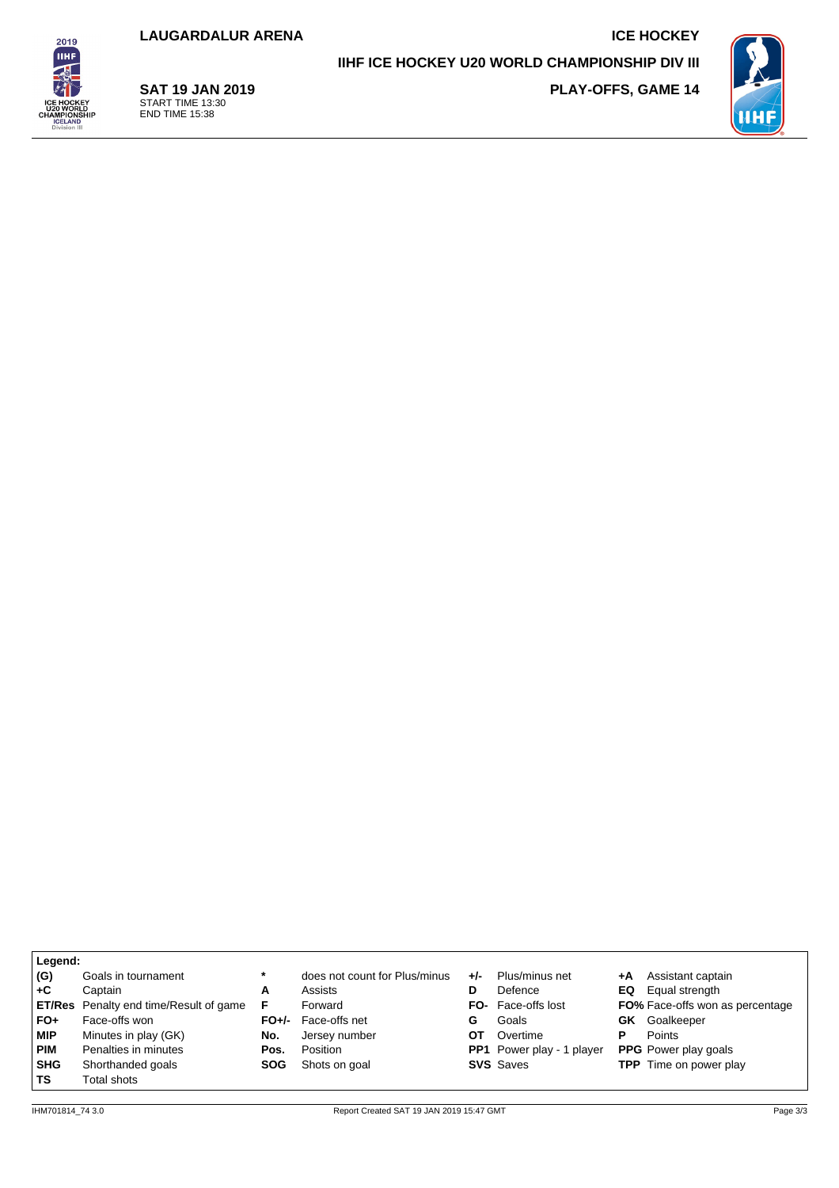LAUGARDALUR ARENA

ICE HOCKEY

IIHF ICE HOCKEY U20 WORLD CHAMPIONSHIP DIV III

**SAT 19 JAN 2019**
START TIME 13:30
END TIME 15:38

**PLAY-OFFS, GAME 14**

**Legend:**

| | | | | | | | |
|---|---|---|---|---|---|---|---|
| **(G)** | Goals in tournament | **\*** | does not count for Plus/minus | **+/-** | Plus/minus net | **+A** | Assistant captain |
| **+C** | Captain | **A** | Assists | **D** | Defence | **EQ** | Equal strength |
| **ET/Res** | Penalty end time/Result of game | **F** | Forward | **FO-** | Face-offs lost | **FO%** | Face-offs won as percentage |
| **FO+** | Face-offs won | **FO+/-** | Face-offs net | **G** | Goals | **GK** | Goalkeeper |
| **MIP** | Minutes in play (GK) | **No.** | Jersey number | **OT** | Overtime | **P** | Points |
| **PIM** | Penalties in minutes | **Pos.** | Position | **PP1** | Power play - 1 player | **PPG** | Power play goals |
| **SHG** | Shorthanded goals | **SOG** | Shots on goal | **SVS** | Saves | **TPP** | Time on power play |
| **TS** | Total shots | | | | | | |

IHM701814_74 3.0

Report Created SAT 19 JAN 2019 15:47 GMT